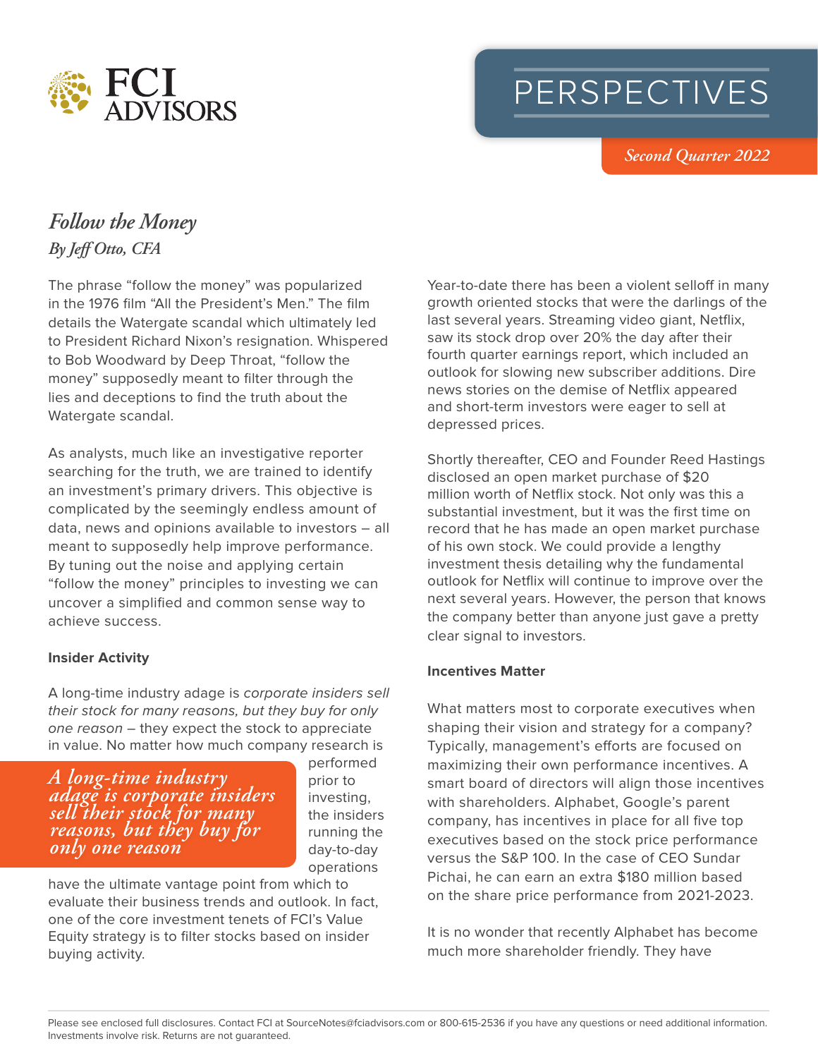FCI ADVISORS

# PERSPECTIVES

*Second Quarter 2022*

## *Follow the Money*

*By Jeff Otto, CFA*

The phrase "follow the money" was popularized in the 1976 film "All the President's Men." The film details the Watergate scandal which ultimately led to President Richard Nixon's resignation. Whispered to Bob Woodward by Deep Throat, "follow the money" supposedly meant to filter through the lies and deceptions to find the truth about the Watergate scandal.

As analysts, much like an investigative reporter searching for the truth, we are trained to identify an investment's primary drivers. This objective is complicated by the seemingly endless amount of data, news and opinions available to investors – all meant to supposedly help improve performance. By tuning out the noise and applying certain "follow the money" principles to investing we can uncover a simplified and common sense way to achieve success.

**Insider Activity**

A long-time industry adage is *corporate insiders sell their stock for many reasons, but they buy for only one reason* – they expect the stock to appreciate in value. No matter how much company research is performed prior to investing, the insiders running the day-to-day operations have the ultimate vantage point from which to evaluate their business trends and outlook. In fact, one of the core investment tenets of FCI's Value Equity strategy is to filter stocks based on insider buying activity.

> *A long-time industry adage is corporate insiders sell their stock for many reasons, but they buy for only one reason*

Year-to-date there has been a violent selloff in many growth oriented stocks that were the darlings of the last several years. Streaming video giant, Netflix, saw its stock drop over 20% the day after their fourth quarter earnings report, which included an outlook for slowing new subscriber additions. Dire news stories on the demise of Netflix appeared and short-term investors were eager to sell at depressed prices.

Shortly thereafter, CEO and Founder Reed Hastings disclosed an open market purchase of $20 million worth of Netflix stock. Not only was this a substantial investment, but it was the first time on record that he has made an open market purchase of his own stock. We could provide a lengthy investment thesis detailing why the fundamental outlook for Netflix will continue to improve over the next several years. However, the person that knows the company better than anyone just gave a pretty clear signal to investors.

**Incentives Matter**

What matters most to corporate executives when shaping their vision and strategy for a company? Typically, management's efforts are focused on maximizing their own performance incentives. A smart board of directors will align those incentives with shareholders. Alphabet, Google's parent company, has incentives in place for all five top executives based on the stock price performance versus the S&P 100. In the case of CEO Sundar Pichai, he can earn an extra $180 million based on the share price performance from 2021-2023.

It is no wonder that recently Alphabet has become much more shareholder friendly. They have

Please see enclosed full disclosures. Contact FCI at SourceNotes@fciadvisors.com or 800-615-2536 if you have any questions or need additional information. Investments involve risk. Returns are not guaranteed.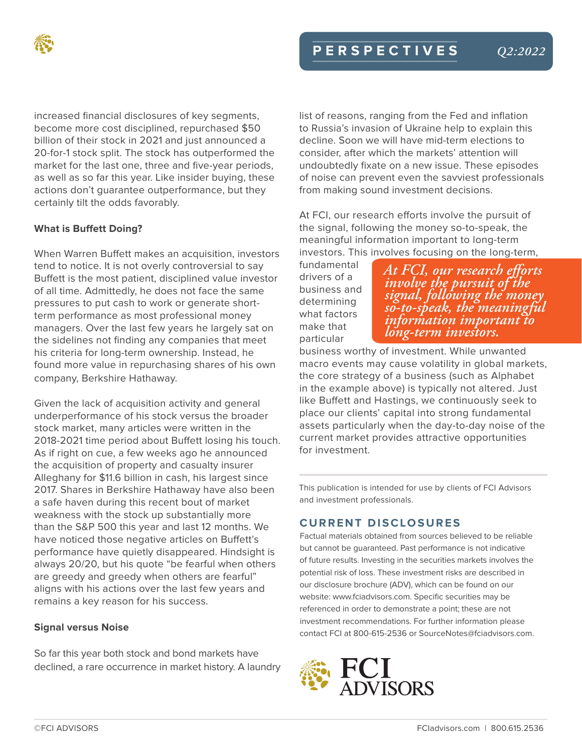increased financial disclosures of key segments, become more cost disciplined, repurchased $50 billion of their stock in 2021 and just announced a 20-for-1 stock split. The stock has outperformed the market for the last one, three and five-year periods, as well as so far this year. Like insider buying, these actions don't guarantee outperformance, but they certainly tilt the odds favorably.

**What is Buffett Doing?**

When Warren Buffett makes an acquisition, investors tend to notice. It is not overly controversial to say Buffett is the most patient, disciplined value investor of all time. Admittedly, he does not face the same pressures to put cash to work or generate short-term performance as most professional money managers. Over the last few years he largely sat on the sidelines not finding any companies that meet his criteria for long-term ownership. Instead, he found more value in repurchasing shares of his own company, Berkshire Hathaway.

Given the lack of acquisition activity and general underperformance of his stock versus the broader stock market, many articles were written in the 2018-2021 time period about Buffett losing his touch. As if right on cue, a few weeks ago he announced the acquisition of property and casualty insurer Alleghany for $11.6 billion in cash, his largest since 2017. Shares in Berkshire Hathaway have also been a safe haven during this recent bout of market weakness with the stock up substantially more than the S&P 500 this year and last 12 months. We have noticed those negative articles on Buffett's performance have quietly disappeared. Hindsight is always 20/20, but his quote "be fearful when others are greedy and greedy when others are fearful" aligns with his actions over the last few years and remains a key reason for his success.

**Signal versus Noise**

So far this year both stock and bond markets have declined, a rare occurrence in market history. A laundry list of reasons, ranging from the Fed and inflation to Russia's invasion of Ukraine help to explain this decline. Soon we will have mid-term elections to consider, after which the markets' attention will undoubtedly fixate on a new issue. These episodes of noise can prevent even the savviest professionals from making sound investment decisions.

At FCI, our research efforts involve the pursuit of the signal, following the money so-to-speak, the meaningful information important to long-term investors. This involves focusing on the long-term, fundamental drivers of a business and determining what factors make that particular business worthy of investment. While unwanted macro events may cause volatility in global markets, the core strategy of a business (such as Alphabet in the example above) is typically not altered. Just like Buffett and Hastings, we continuously seek to place our clients' capital into strong fundamental assets particularly when the day-to-day noise of the current market provides attractive opportunities for investment.

> *At FCI, our research efforts involve the pursuit of the signal, following the money so-to-speak, the meaningful information important to long-term investors.*

This publication is intended for use by clients of FCI Advisors and investment professionals.

## CURRENT DISCLOSURES

Factual materials obtained from sources believed to be reliable but cannot be guaranteed. Past performance is not indicative of future results. Investing in the securities markets involves the potential risk of loss. These investment risks are described in our disclosure brochure (ADV), which can be found on our website: www.fciadvisors.com. Specific securities may be referenced in order to demonstrate a point; these are not investment recommendations. For further information please contact FCI at 800-615-2536 or SourceNotes@fciadvisors.com.

FCI ADVISORS